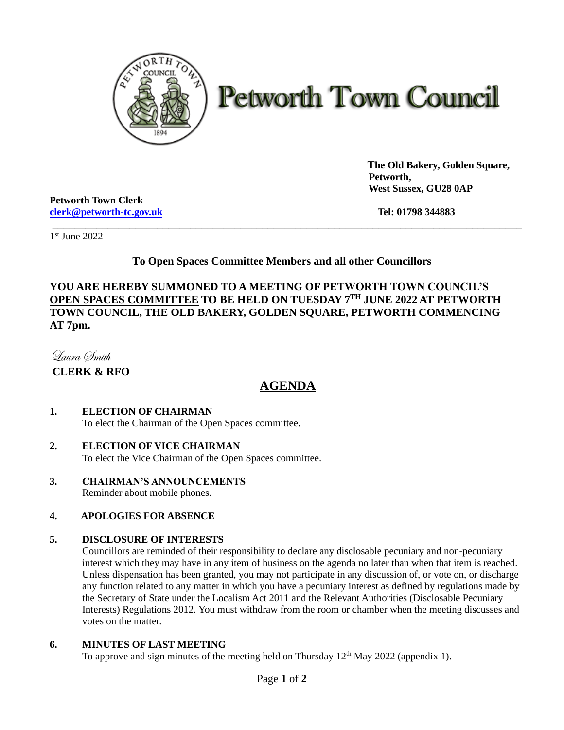# Petworth Town Council

**The Old Bakery, Golden Square,**
**Petworth,**
**West Sussex, GU28 0AP**

**Petworth Town Clerk**
**[clerk@petworth-tc.gov.uk](mailto:clerk@petworth-tc.gov.uk)**

**Tel: 01798 344883**

---

1st June 2022

**To Open Spaces Committee Members and all other Councillors**

**YOU ARE HEREBY SUMMONED TO A MEETING OF PETWORTH TOWN COUNCIL'S OPEN SPACES COMMITTEE TO BE HELD ON TUESDAY 7TH JUNE 2022 AT PETWORTH TOWN COUNCIL, THE OLD BAKERY, GOLDEN SQUARE, PETWORTH COMMENCING AT 7pm.**

*Laura Smith*
**CLERK & RFO**

## AGENDA

**1. ELECTION OF CHAIRMAN**
To elect the Chairman of the Open Spaces committee.

**2. ELECTION OF VICE CHAIRMAN**
To elect the Vice Chairman of the Open Spaces committee.

**3. CHAIRMAN'S ANNOUNCEMENTS**
Reminder about mobile phones.

**4. APOLOGIES FOR ABSENCE**

**5. DISCLOSURE OF INTERESTS**
Councillors are reminded of their responsibility to declare any disclosable pecuniary and non-pecuniary interest which they may have in any item of business on the agenda no later than when that item is reached. Unless dispensation has been granted, you may not participate in any discussion of, or vote on, or discharge any function related to any matter in which you have a pecuniary interest as defined by regulations made by the Secretary of State under the Localism Act 2011 and the Relevant Authorities (Disclosable Pecuniary Interests) Regulations 2012. You must withdraw from the room or chamber when the meeting discusses and votes on the matter.

**6. MINUTES OF LAST MEETING**
To approve and sign minutes of the meeting held on Thursday 12th May 2022 (appendix 1).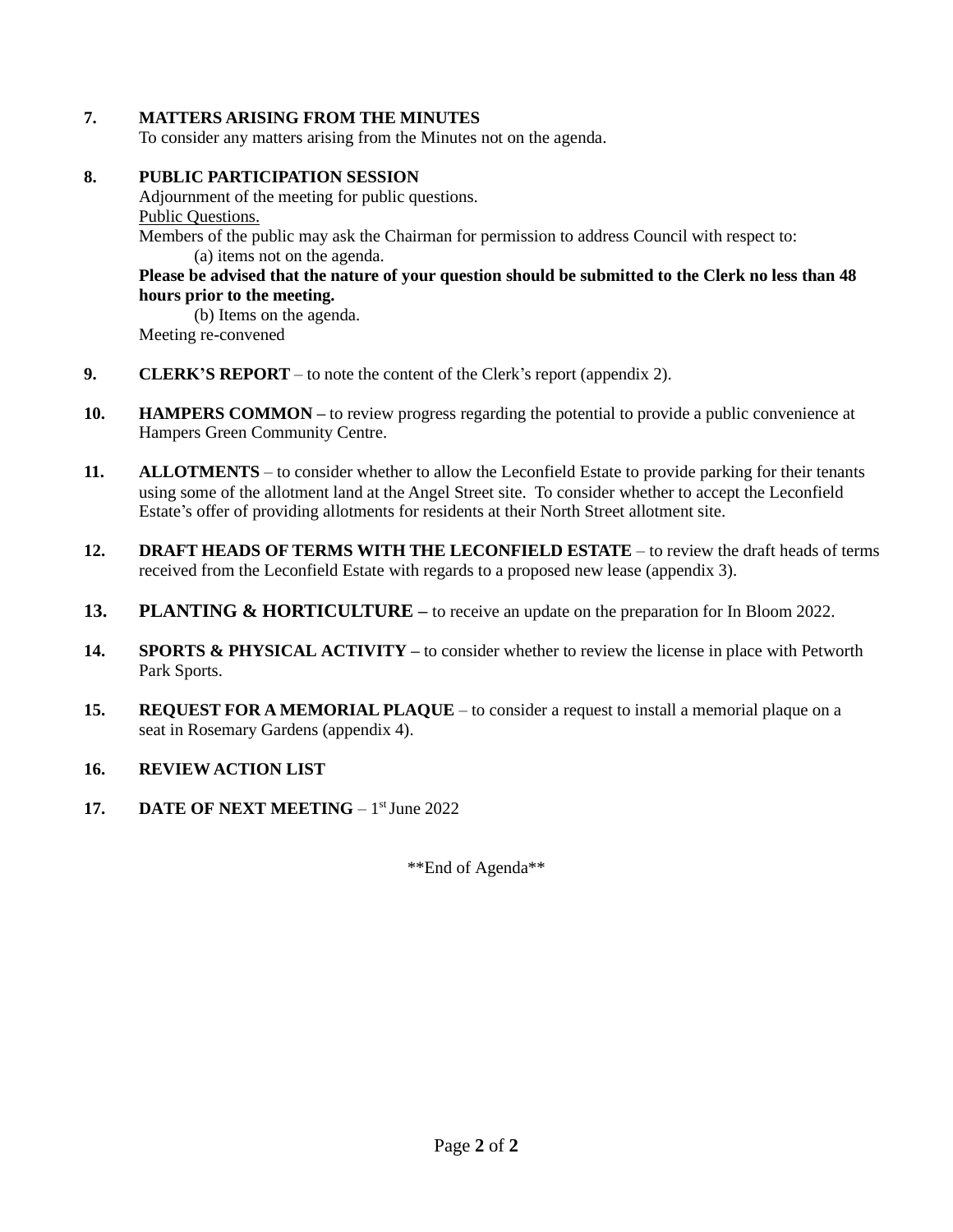**7. MATTERS ARISING FROM THE MINUTES**
To consider any matters arising from the Minutes not on the agenda.

**8. PUBLIC PARTICIPATION SESSION**
Adjournment of the meeting for public questions.
Public Questions.
Members of the public may ask the Chairman for permission to address Council with respect to:
(a) items not on the agenda.
**Please be advised that the nature of your question should be submitted to the Clerk no less than 48 hours prior to the meeting.**
(b) Items on the agenda.
Meeting re-convened

**9. CLERK'S REPORT** – to note the content of the Clerk's report (appendix 2).

**10. HAMPERS COMMON –** to review progress regarding the potential to provide a public convenience at Hampers Green Community Centre.

**11. ALLOTMENTS** – to consider whether to allow the Leconfield Estate to provide parking for their tenants using some of the allotment land at the Angel Street site. To consider whether to accept the Leconfield Estate's offer of providing allotments for residents at their North Street allotment site.

**12. DRAFT HEADS OF TERMS WITH THE LECONFIELD ESTATE** – to review the draft heads of terms received from the Leconfield Estate with regards to a proposed new lease (appendix 3).

**13. PLANTING & HORTICULTURE –** to receive an update on the preparation for In Bloom 2022.

**14. SPORTS & PHYSICAL ACTIVITY –** to consider whether to review the license in place with Petworth Park Sports.

**15. REQUEST FOR A MEMORIAL PLAQUE** – to consider a request to install a memorial plaque on a seat in Rosemary Gardens (appendix 4).

**16. REVIEW ACTION LIST**

**17. DATE OF NEXT MEETING** – 1st June 2022

**End of Agenda**